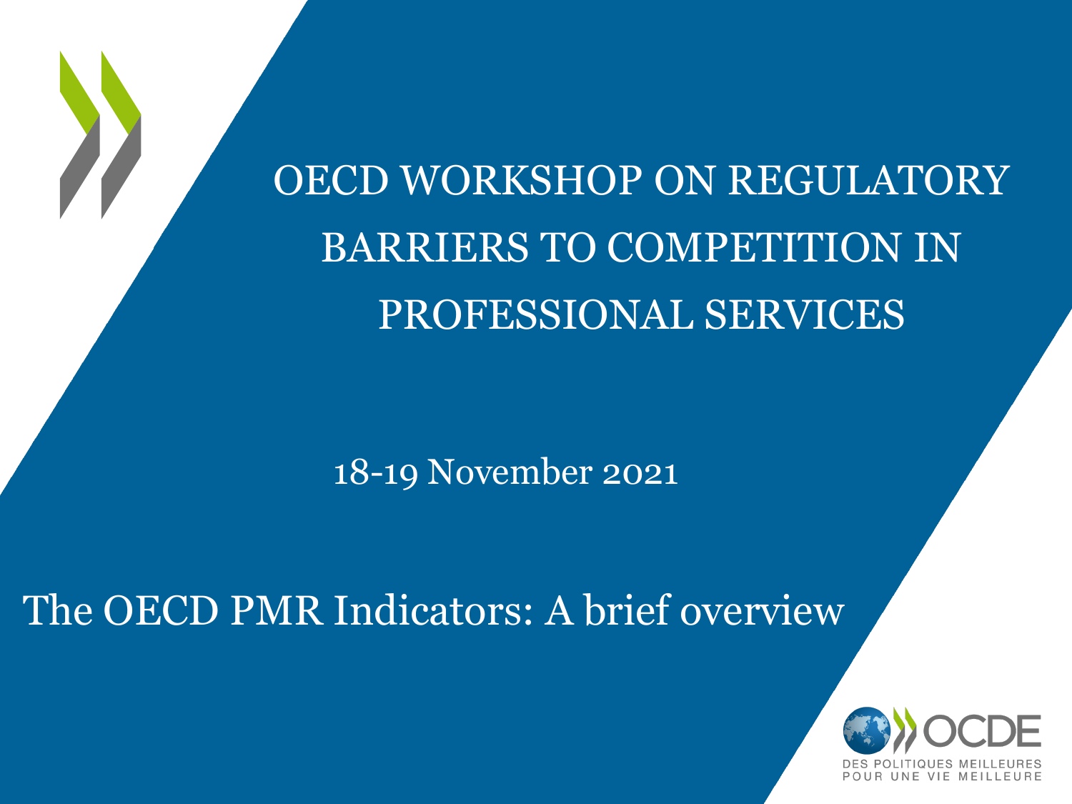# OECD WORKSHOP ON REGULATORY BARRIERS TO COMPETITION IN PROFESSIONAL SERVICES

18-19 November 2021

## The OECD PMR Indicators: A brief overview

OCDE

DES POLITIQUES MEILLEURES POUR UNE VIE MEILLEURE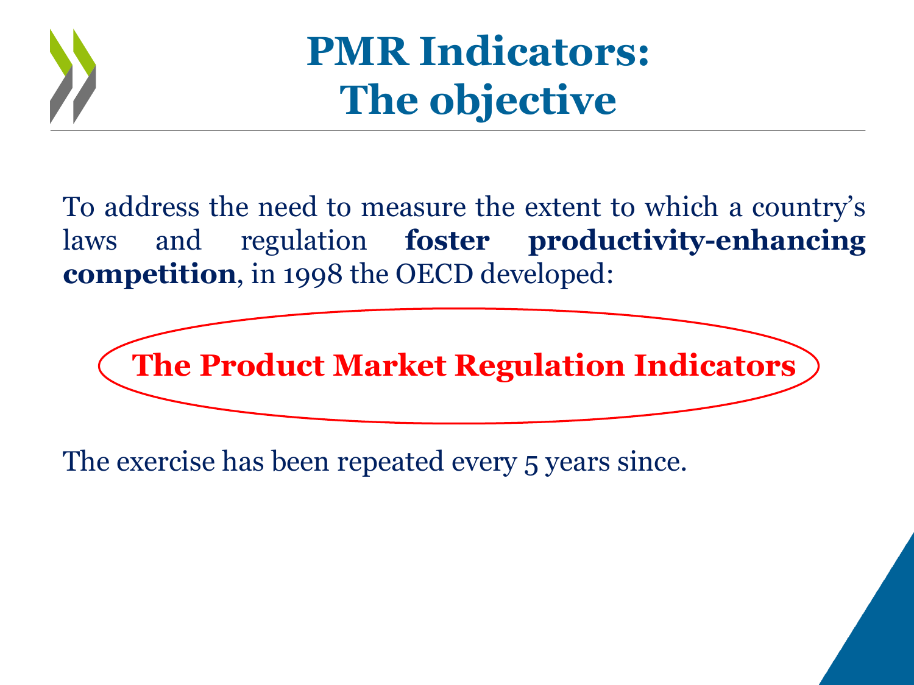# PMR Indicators: The objective

To address the need to measure the extent to which a country's laws and regulation **foster productivity-enhancing competition**, in 1998 the OECD developed:

**The Product Market Regulation Indicators**

The exercise has been repeated every 5 years since.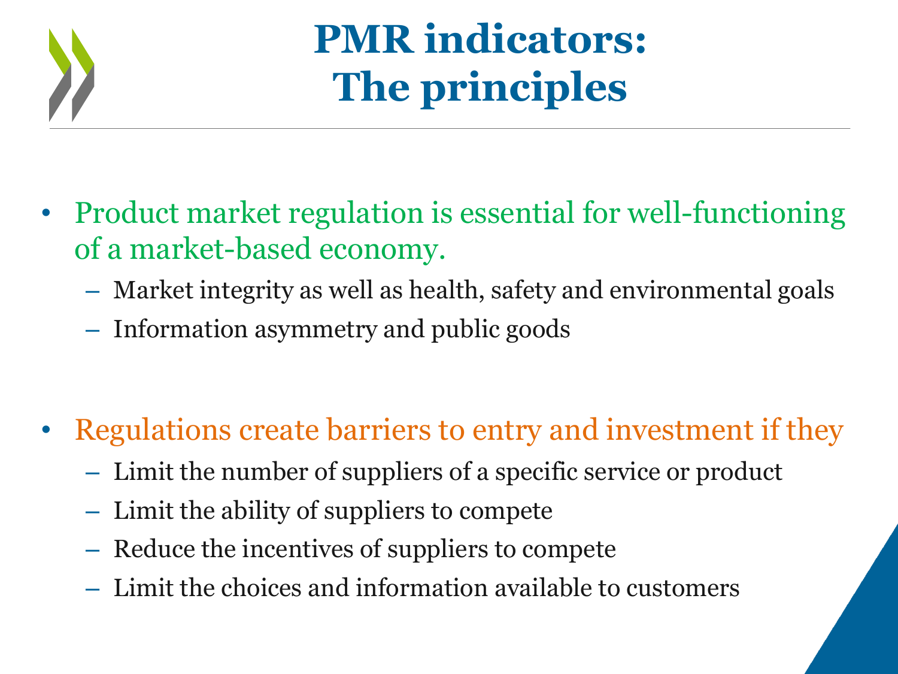# PMR indicators: The principles

- Product market regulation is essential for well-functioning of a market-based economy.
  - Market integrity as well as health, safety and environmental goals
  - Information asymmetry and public goods

- Regulations create barriers to entry and investment if they
  - Limit the number of suppliers of a specific service or product
  - Limit the ability of suppliers to compete
  - Reduce the incentives of suppliers to compete
  - Limit the choices and information available to customers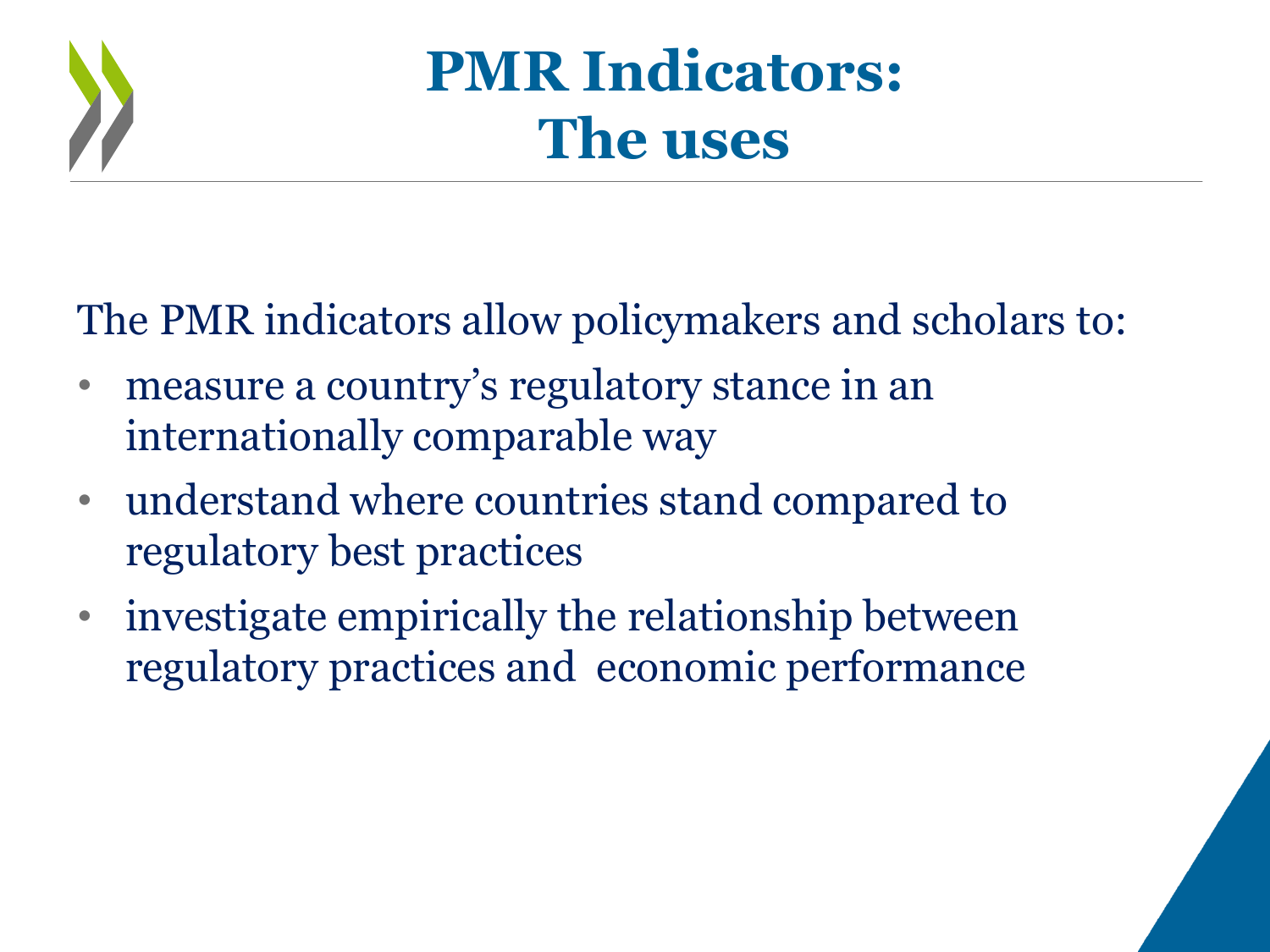# PMR Indicators: The uses

The PMR indicators allow policymakers and scholars to:

- measure a country's regulatory stance in an internationally comparable way
- understand where countries stand compared to regulatory best practices
- investigate empirically the relationship between regulatory practices and economic performance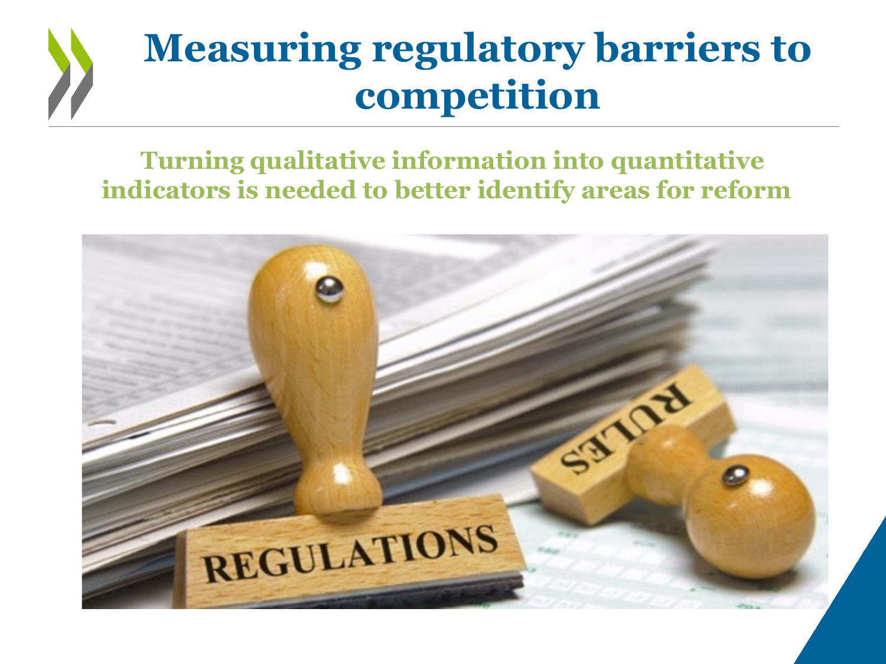# Measuring regulatory barriers to competition

**Turning qualitative information into quantitative indicators is needed to better identify areas for reform**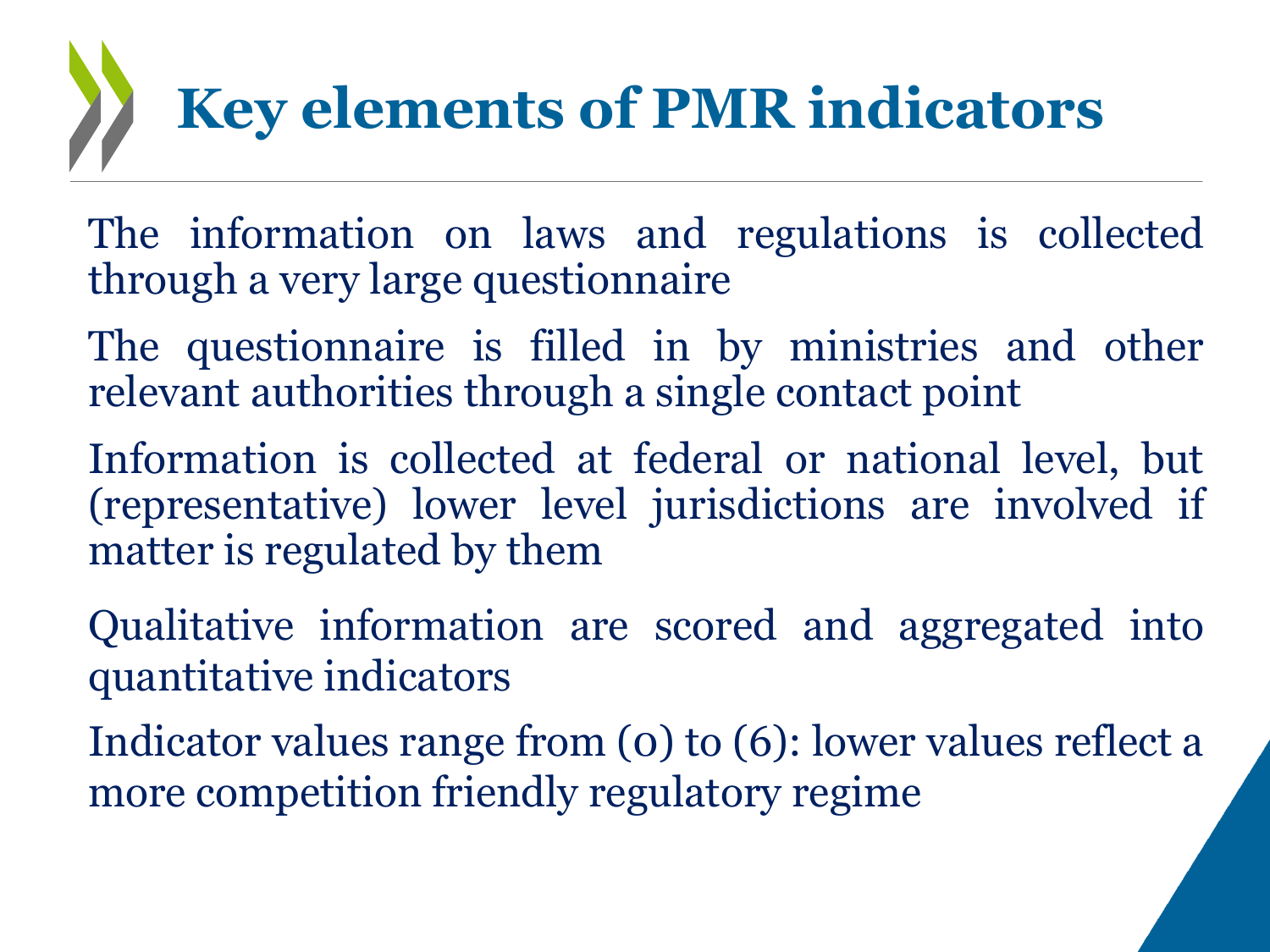# Key elements of PMR indicators

The information on laws and regulations is collected through a very large questionnaire

The questionnaire is filled in by ministries and other relevant authorities through a single contact point

Information is collected at federal or national level, but (representative) lower level jurisdictions are involved if matter is regulated by them

Qualitative information are scored and aggregated into quantitative indicators

Indicator values range from (0) to (6): lower values reflect a more competition friendly regulatory regime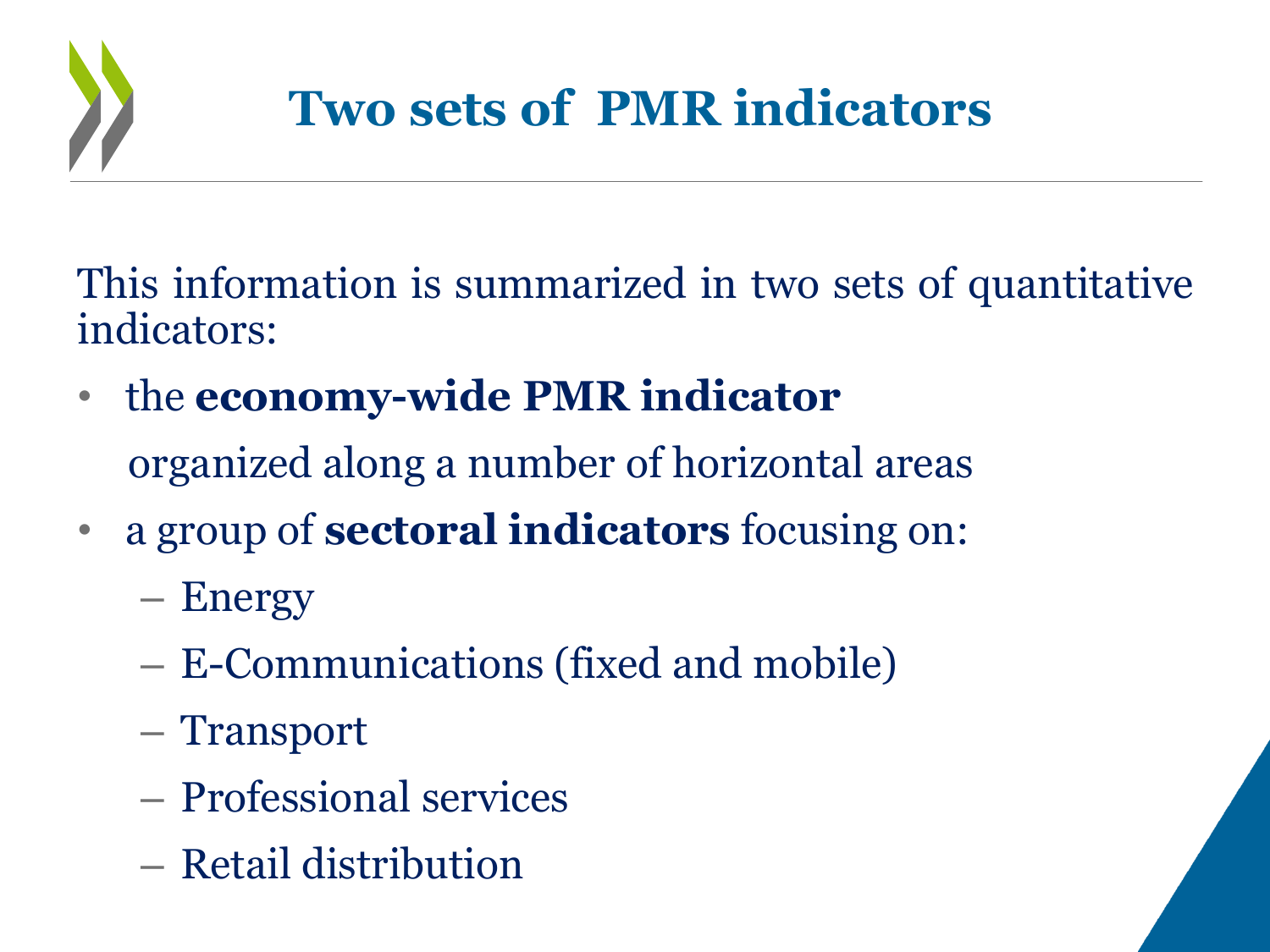# Two sets of PMR indicators

This information is summarized in two sets of quantitative indicators:

- the **economy-wide PMR indicator**

  organized along a number of horizontal areas

- a group of **sectoral indicators** focusing on:
  - Energy
  - E-Communications (fixed and mobile)
  - Transport
  - Professional services
  - Retail distribution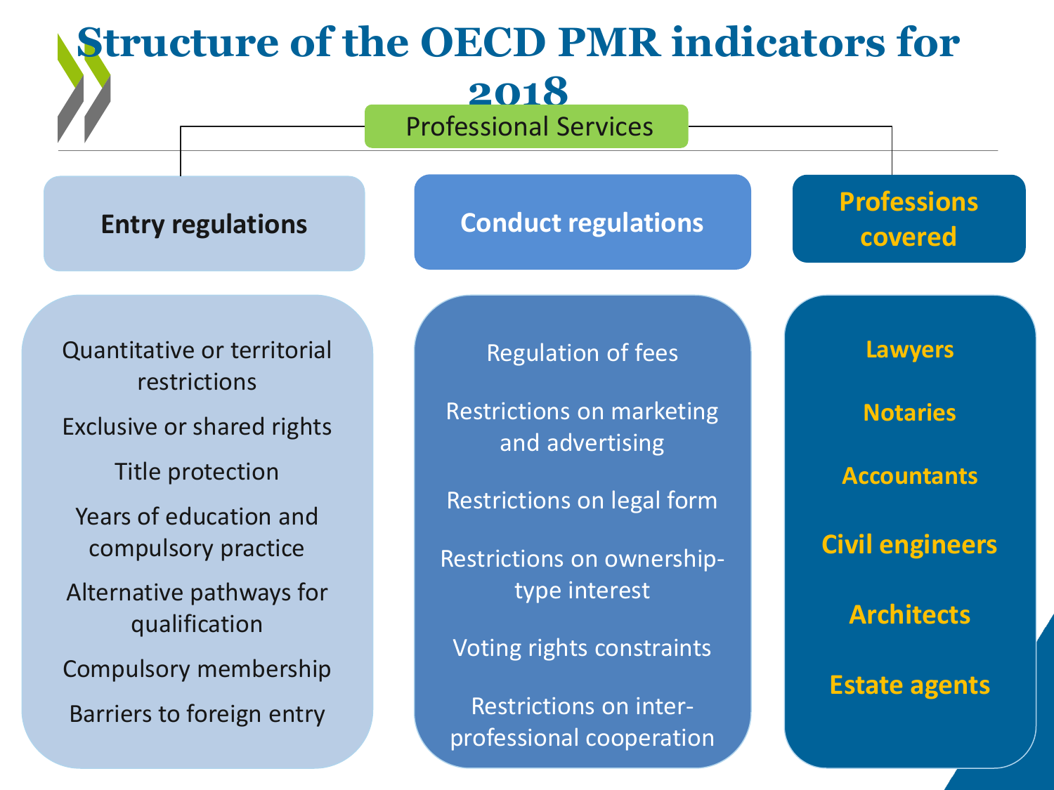# Structure of the OECD PMR indicators for 2018

**Professional Services**

## Entry regulations

- Quantitative or territorial restrictions
- Exclusive or shared rights
- Title protection
- Years of education and compulsory practice
- Alternative pathways for qualification
- Compulsory membership
- Barriers to foreign entry

## Conduct regulations

- Regulation of fees
- Restrictions on marketing and advertising
- Restrictions on legal form
- Restrictions on ownership-type interest
- Voting rights constraints
- Restrictions on inter-professional cooperation

## Professions covered

- **Lawyers**
- **Notaries**
- **Accountants**
- **Civil engineers**
- **Architects**
- **Estate agents**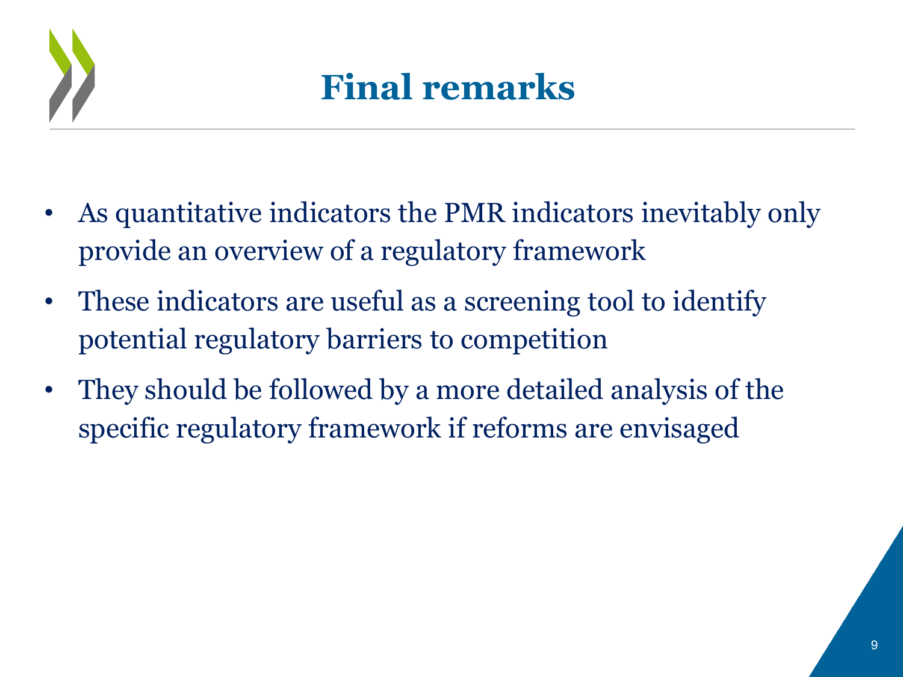# Final remarks

- As quantitative indicators the PMR indicators inevitably only provide an overview of a regulatory framework
- These indicators are useful as a screening tool to identify potential regulatory barriers to competition
- They should be followed by a more detailed analysis of the specific regulatory framework if reforms are envisaged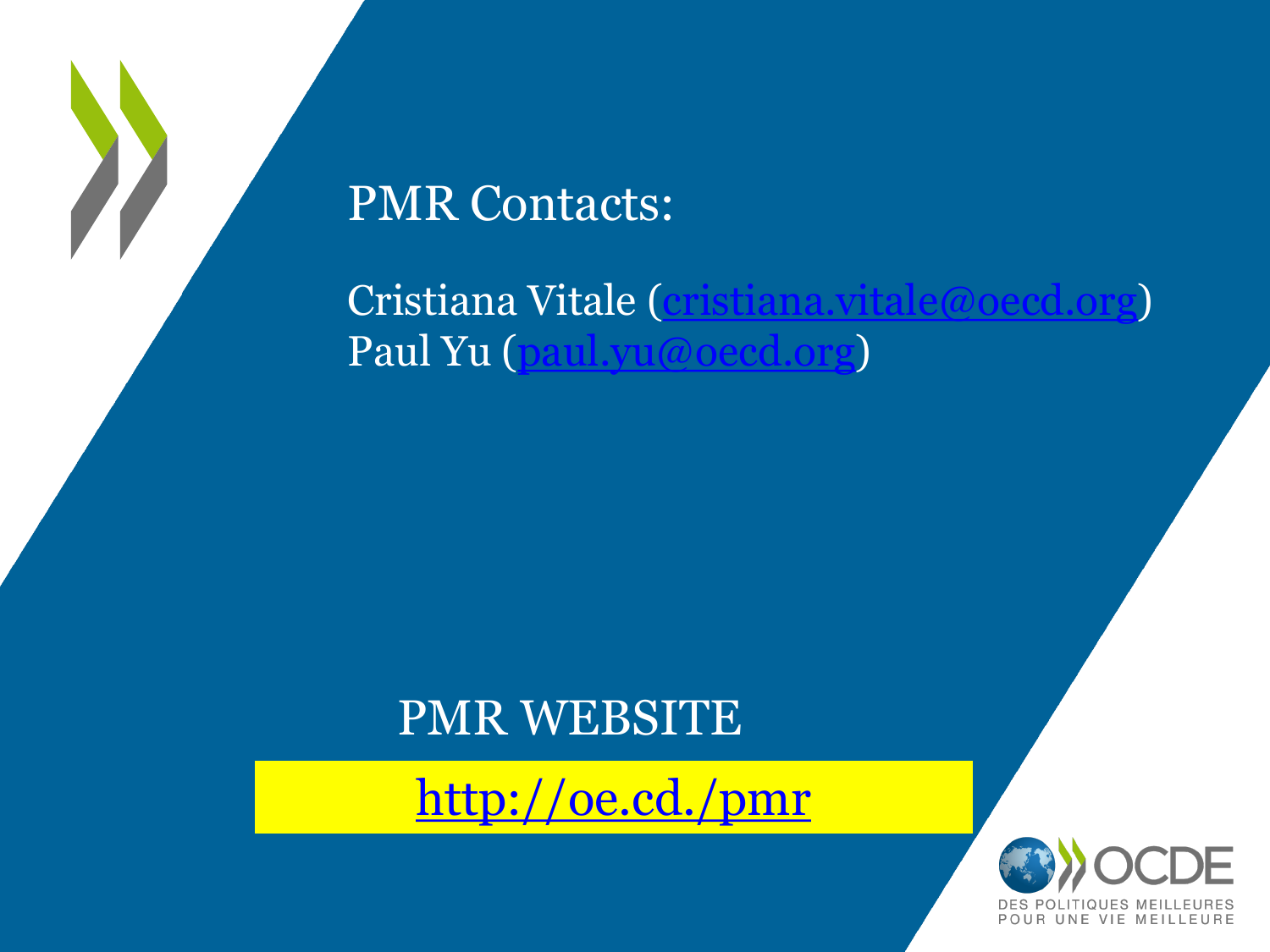## PMR Contacts:

Cristiana Vitale (cristiana.vitale@oecd.org)
Paul Yu (paul.yu@oecd.org)

## PMR WEBSITE

http://oe.cd./pmr

OCDE
DES POLITIQUES MEILLEURES
POUR UNE VIE MEILLEURE